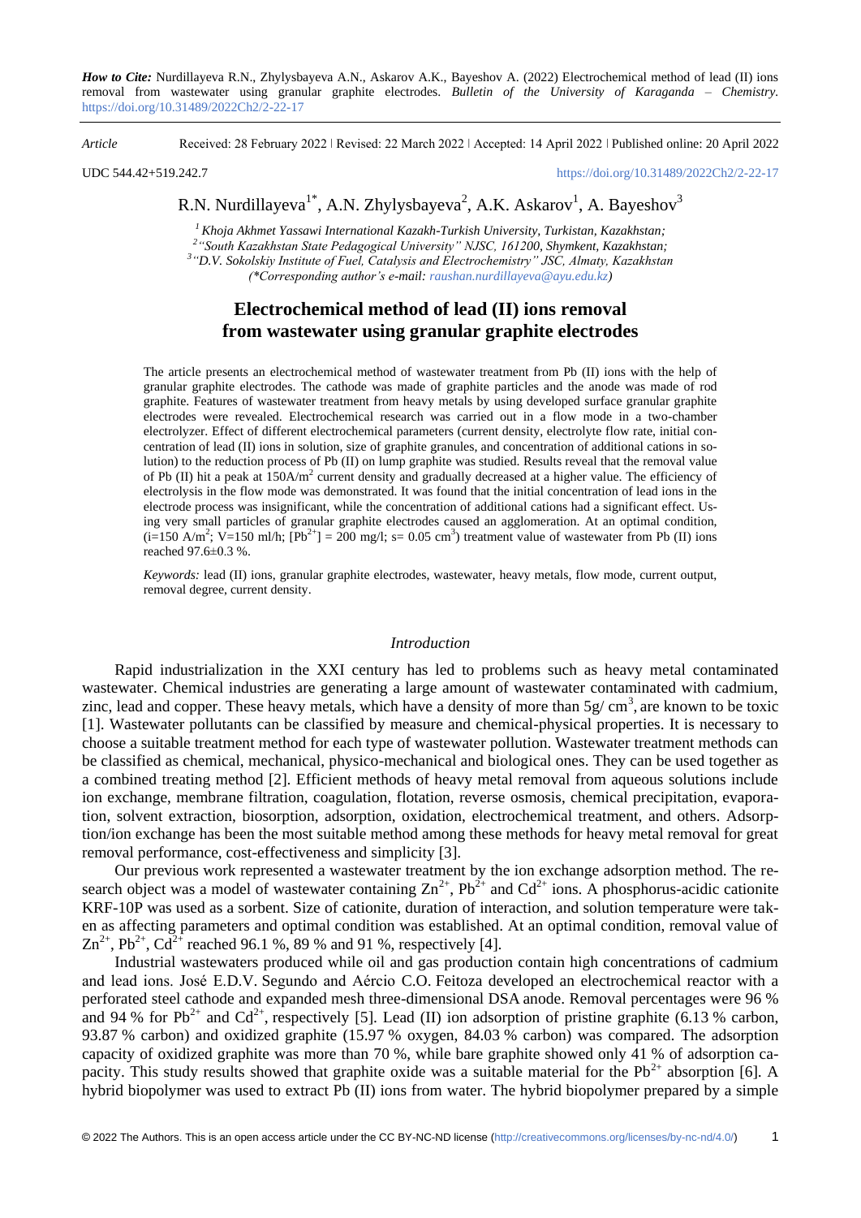***How to Cite:*** Nurdillayeva R.N., Zhylysbayeva A.N., Askarov A.K., Bayeshov A. (2022) Electrochemical method of lead (II) ions removal from wastewater using granular graphite electrodes. *Bulletin of the University of Karaganda – Chemistry.* https://doi.org/10.31489/2022Ch2/2-22-17

*Article* Received: 28 February 2022 | Revised: 22 March 2022 | Accepted: 14 April 2022 | Published online: 20 April 2022

UDC 544.42+519.242.7 https://doi.org/10.31489/2022Ch2/2-22-17

R.N. Nurdillayeva[1*], A.N. Zhylysbayeva[2], A.K. Askarov[1], A. Bayeshov[3]

[1] *Khoja Akhmet Yassawi International Kazakh-Turkish University, Turkistan, Kazakhstan;*
[2] *"South Kazakhstan State Pedagogical University" NJSC, 161200, Shymkent, Kazakhstan;*
[3] *"D.V. Sokolskiy Institute of Fuel, Catalysis and Electrochemistry" JSC, Almaty, Kazakhstan*
*(\*Corresponding author's e-mail: raushan.nurdillayeva@ayu.edu.kz)*

# Electrochemical method of lead (II) ions removal from wastewater using granular graphite electrodes

The article presents an electrochemical method of wastewater treatment from Pb (II) ions with the help of granular graphite electrodes. The cathode was made of graphite particles and the anode was made of rod graphite. Features of wastewater treatment from heavy metals by using developed surface granular graphite electrodes were revealed. Electrochemical research was carried out in a flow mode in a two-chamber electrolyzer. Effect of different electrochemical parameters (current density, electrolyte flow rate, initial concentration of lead (II) ions in solution, size of graphite granules, and concentration of additional cations in solution) to the reduction process of Pb (II) on lump graphite was studied. Results reveal that the removal value of Pb (II) hit a peak at 150A/m$^2$ current density and gradually decreased at a higher value. The efficiency of electrolysis in the flow mode was demonstrated. It was found that the initial concentration of lead ions in the electrode process was insignificant, while the concentration of additional cations had a significant effect. Using very small particles of granular graphite electrodes caused an agglomeration. At an optimal condition, (i=150 A/m$^2$; V=150 ml/h; [$Pb^{2+}$] = 200 mg/l; s= 0.05 cm$^3$) treatment value of wastewater from Pb (II) ions reached 97.6±0.3 %.

*Keywords:* lead (II) ions, granular graphite electrodes, wastewater, heavy metals, flow mode, current output, removal degree, current density.

## *Introduction*

Rapid industrialization in the XXI century has led to problems such as heavy metal contaminated wastewater. Chemical industries are generating a large amount of wastewater contaminated with cadmium, zinc, lead and copper. These heavy metals, which have a density of more than 5g/ cm$^3$, are known to be toxic [1]. Wastewater pollutants can be classified by measure and chemical-physical properties. It is necessary to choose a suitable treatment method for each type of wastewater pollution. Wastewater treatment methods can be classified as chemical, mechanical, physico-mechanical and biological ones. They can be used together as a combined treating method [2]. Efficient methods of heavy metal removal from aqueous solutions include ion exchange, membrane filtration, coagulation, flotation, reverse osmosis, chemical precipitation, evaporation, solvent extraction, biosorption, adsorption, oxidation, electrochemical treatment, and others. Adsorption/ion exchange has been the most suitable method among these methods for heavy metal removal for great removal performance, cost-effectiveness and simplicity [3].

Our previous work represented a wastewater treatment by the ion exchange adsorption method. The research object was a model of wastewater containing $Zn^{2+}$, $Pb^{2+}$ and $Cd^{2+}$ ions. A phosphorus-acidic cationite KRF-10P was used as a sorbent. Size of cationite, duration of interaction, and solution temperature were taken as affecting parameters and optimal condition was established. At an optimal condition, removal value of $Zn^{2+}$, $Pb^{2+}$, $Cd^{2+}$ reached 96.1 %, 89 % and 91 %, respectively [4].

Industrial wastewaters produced while oil and gas production contain high concentrations of cadmium and lead ions. José E.D.V. Segundo and Aércio C.O. Feitoza developed an electrochemical reactor with a perforated steel cathode and expanded mesh three-dimensional DSA anode. Removal percentages were 96 % and 94 % for $Pb^{2+}$ and $Cd^{2+}$, respectively [5]. Lead (II) ion adsorption of pristine graphite (6.13 % carbon, 93.87 % carbon) and oxidized graphite (15.97 % oxygen, 84.03 % carbon) was compared. The adsorption capacity of oxidized graphite was more than 70 %, while bare graphite showed only 41 % of adsorption capacity. This study results showed that graphite oxide was a suitable material for the $Pb^{2+}$ absorption [6]. A hybrid biopolymer was used to extract Pb (II) ions from water. The hybrid biopolymer prepared by a simple

© 2022 The Authors. This is an open access article under the CC BY-NC-ND license (http://creativecommons.org/licenses/by-nc-nd/4.0/)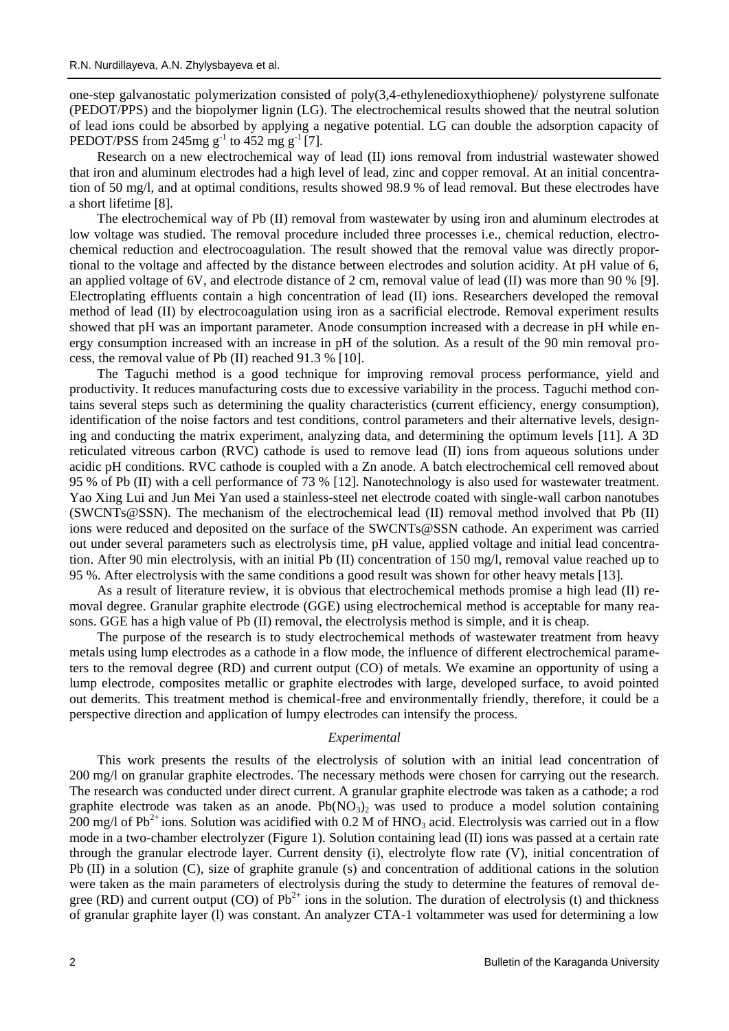one-step galvanostatic polymerization consisted of poly(3,4-ethylenedioxythiophene)/ polystyrene sulfonate (PEDOT/PPS) and the biopolymer lignin (LG). The electrochemical results showed that the neutral solution of lead ions could be absorbed by applying a negative potential. LG can double the adsorption capacity of PEDOT/PSS from 245mg $g^{-1}$ to 452 mg $g^{-1}$ [7].

Research on a new electrochemical way of lead (II) ions removal from industrial wastewater showed that iron and aluminum electrodes had a high level of lead, zinc and copper removal. At an initial concentration of 50 mg/l, and at optimal conditions, results showed 98.9 % of lead removal. But these electrodes have a short lifetime [8].

The electrochemical way of Pb (II) removal from wastewater by using iron and aluminum electrodes at low voltage was studied. The removal procedure included three processes i.e., chemical reduction, electrochemical reduction and electrocoagulation. The result showed that the removal value was directly proportional to the voltage and affected by the distance between electrodes and solution acidity. At pH value of 6, an applied voltage of 6V, and electrode distance of 2 cm, removal value of lead (II) was more than 90 % [9]. Electroplating effluents contain a high concentration of lead (II) ions. Researchers developed the removal method of lead (II) by electrocoagulation using iron as a sacrificial electrode. Removal experiment results showed that pH was an important parameter. Anode consumption increased with a decrease in pH while energy consumption increased with an increase in pH of the solution. As a result of the 90 min removal process, the removal value of Pb (II) reached 91.3 % [10].

The Taguchi method is a good technique for improving removal process performance, yield and productivity. It reduces manufacturing costs due to excessive variability in the process. Taguchi method contains several steps such as determining the quality characteristics (current efficiency, energy consumption), identification of the noise factors and test conditions, control parameters and their alternative levels, designing and conducting the matrix experiment, analyzing data, and determining the optimum levels [11]. A 3D reticulated vitreous carbon (RVC) cathode is used to remove lead (II) ions from aqueous solutions under acidic pH conditions. RVC cathode is coupled with a Zn anode. A batch electrochemical cell removed about 95 % of Pb (II) with a cell performance of 73 % [12]. Nanotechnology is also used for wastewater treatment. Yao Xing Lui and Jun Mei Yan used a stainless-steel net electrode coated with single-wall carbon nanotubes (SWCNTs@SSN). The mechanism of the electrochemical lead (II) removal method involved that Pb (II) ions were reduced and deposited on the surface of the SWCNTs@SSN cathode. An experiment was carried out under several parameters such as electrolysis time, pH value, applied voltage and initial lead concentration. After 90 min electrolysis, with an initial Pb (II) concentration of 150 mg/l, removal value reached up to 95 %. After electrolysis with the same conditions a good result was shown for other heavy metals [13].

As a result of literature review, it is obvious that electrochemical methods promise a high lead (II) removal degree. Granular graphite electrode (GGE) using electrochemical method is acceptable for many reasons. GGE has a high value of Pb (II) removal, the electrolysis method is simple, and it is cheap.

The purpose of the research is to study electrochemical methods of wastewater treatment from heavy metals using lump electrodes as a cathode in a flow mode, the influence of different electrochemical parameters to the removal degree (RD) and current output (CO) of metals. We examine an opportunity of using a lump electrode, composites metallic or graphite electrodes with large, developed surface, to avoid pointed out demerits. This treatment method is chemical-free and environmentally friendly, therefore, it could be a perspective direction and application of lumpy electrodes can intensify the process.

## *Experimental*

This work presents the results of the electrolysis of solution with an initial lead concentration of 200 mg/l on granular graphite electrodes. The necessary methods were chosen for carrying out the research. The research was conducted under direct current. A granular graphite electrode was taken as a cathode; a rod graphite electrode was taken as an anode. $Pb(NO_3)_2$ was used to produce a model solution containing 200 mg/l of $Pb^{2+}$ ions. Solution was acidified with 0.2 M of $HNO_3$ acid. Electrolysis was carried out in a flow mode in a two-chamber electrolyzer (Figure 1). Solution containing lead (II) ions was passed at a certain rate through the granular electrode layer. Current density (i), electrolyte flow rate (V), initial concentration of Pb (II) in a solution (C), size of graphite granule (s) and concentration of additional cations in the solution were taken as the main parameters of electrolysis during the study to determine the features of removal degree (RD) and current output (CO) of $Pb^{2+}$ ions in the solution. The duration of electrolysis (t) and thickness of granular graphite layer (l) was constant. An analyzer CTA-1 voltammeter was used for determining a low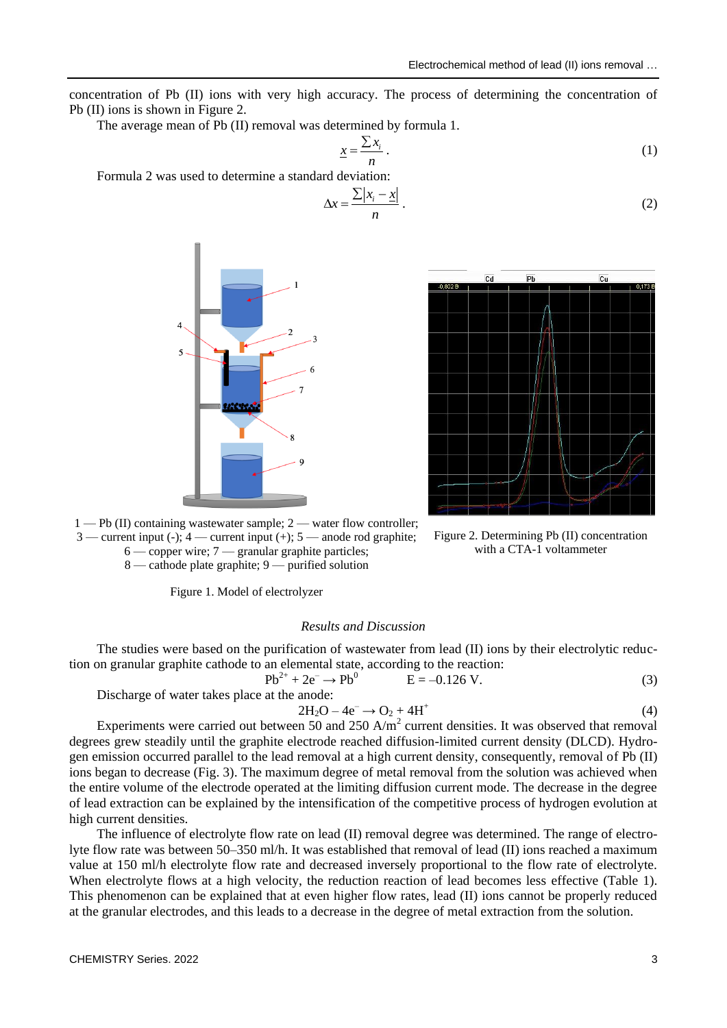concentration of Pb (II) ions with very high accuracy. The process of determining the concentration of Pb (II) ions is shown in Figure 2.

The average mean of Pb (II) removal was determined by formula 1.

$$\underline{x} = \frac{\sum x_i}{n}. \quad (1)$$

Formula 2 was used to determine a standard deviation:

$$\Delta x = \frac{\sum |x_i - \underline{x}|}{n}. \quad (2)$$

1 — Pb (II) containing wastewater sample; 2 — water flow controller; 3 — current input (-); 4 — current input (+); 5 — anode rod graphite; 6 — copper wire; 7 — granular graphite particles; 8 — cathode plate graphite; 9 — purified solution

Figure 1. Model of electrolyzer

Figure 2. Determining Pb (II) concentration with a CTA-1 voltammeter

### *Results and Discussion*

The studies were based on the purification of wastewater from lead (II) ions by their electrolytic reduction on granular graphite cathode to an elemental state, according to the reaction:

$$Pb^{2+} + 2e^{-} \rightarrow Pb^{0} \qquad E = -0.126 \text{ V}. \quad (3)$$

Discharge of water takes place at the anode:

$$2H_2O - 4e^{-} \rightarrow O_2 + 4H^{+} \quad (4)$$

Experiments were carried out between 50 and 250 A/m$^2$ current densities. It was observed that removal degrees grew steadily until the graphite electrode reached diffusion-limited current density (DLCD). Hydrogen emission occurred parallel to the lead removal at a high current density, consequently, removal of Pb (II) ions began to decrease (Fig. 3). The maximum degree of metal removal from the solution was achieved when the entire volume of the electrode operated at the limiting diffusion current mode. The decrease in the degree of lead extraction can be explained by the intensification of the competitive process of hydrogen evolution at high current densities.

The influence of electrolyte flow rate on lead (II) removal degree was determined. The range of electrolyte flow rate was between 50–350 ml/h. It was established that removal of lead (II) ions reached a maximum value at 150 ml/h electrolyte flow rate and decreased inversely proportional to the flow rate of electrolyte. When electrolyte flows at a high velocity, the reduction reaction of lead becomes less effective (Table 1). This phenomenon can be explained that at even higher flow rates, lead (II) ions cannot be properly reduced at the granular electrodes, and this leads to a decrease in the degree of metal extraction from the solution.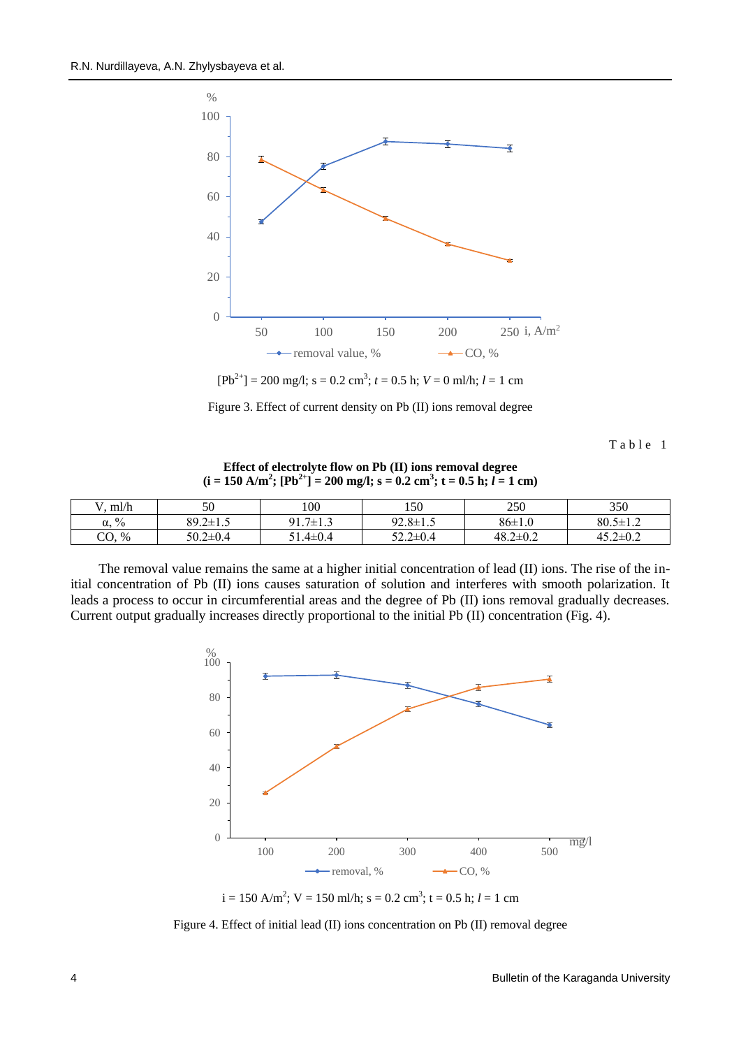$[Pb^{2+}]$ = 200 mg/l; s = 0.2 $cm^3$; $t$ = 0.5 h; $V$ = 0 ml/h; $l$ = 1 cm

Figure 3. Effect of current density on Pb (II) ions removal degree

Table 1

**Effect of electrolyte flow on Pb (II) ions removal degree**
**(i = 150 A/$m^2$; $[Pb^{2+}]$ = 200 mg/l; s = 0.2 $cm^3$; t = 0.5 h; $l$ = 1 cm)**

| V, ml/h | 50 | 100 | 150 | 250 | 350 |
|---|---|---|---|---|---|
| α, % | 89.2±1.5 | 91.7±1.3 | 92.8±1.5 | 86±1.0 | 80.5±1.2 |
| CO, % | 50.2±0.4 | 51.4±0.4 | 52.2±0.4 | 48.2±0.2 | 45.2±0.2 |

The removal value remains the same at a higher initial concentration of lead (II) ions. The rise of the initial concentration of Pb (II) ions causes saturation of solution and interferes with smooth polarization. It leads a process to occur in circumferential areas and the degree of Pb (II) ions removal gradually decreases. Current output gradually increases directly proportional to the initial Pb (II) concentration (Fig. 4).

i = 150 A/$m^2$; V = 150 ml/h; s = 0.2 $cm^3$; t = 0.5 h; $l$ = 1 cm

Figure 4. Effect of initial lead (II) ions concentration on Pb (II) removal degree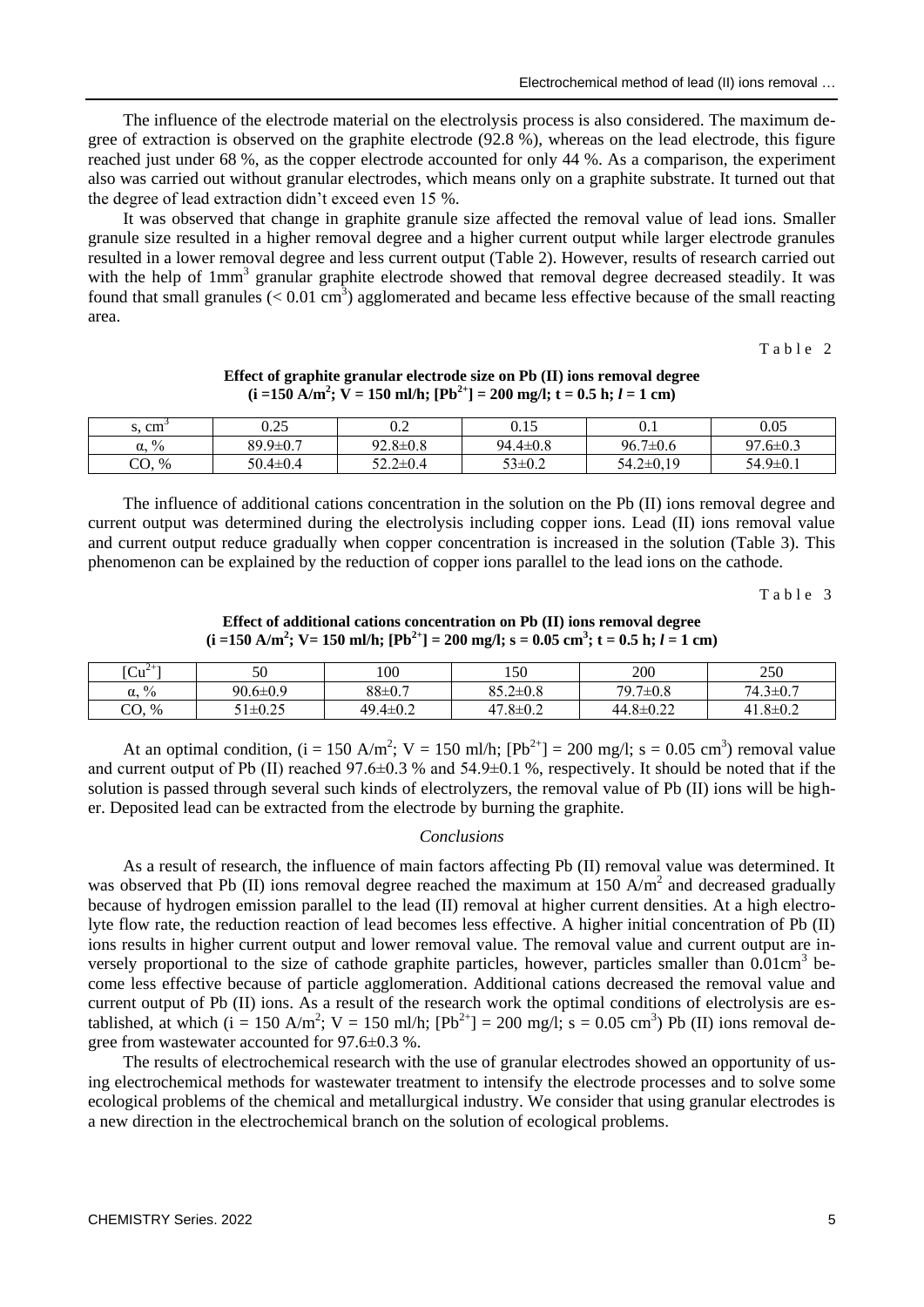The influence of the electrode material on the electrolysis process is also considered. The maximum degree of extraction is observed on the graphite electrode (92.8 %), whereas on the lead electrode, this figure reached just under 68 %, as the copper electrode accounted for only 44 %. As a comparison, the experiment also was carried out without granular electrodes, which means only on a graphite substrate. It turned out that the degree of lead extraction didn't exceed even 15 %.

It was observed that change in graphite granule size affected the removal value of lead ions. Smaller granule size resulted in a higher removal degree and a higher current output while larger electrode granules resulted in a lower removal degree and less current output (Table 2). However, results of research carried out with the help of 1mm$^3$ granular graphite electrode showed that removal degree decreased steadily. It was found that small granules (< 0.01 cm$^3$) agglomerated and became less effective because of the small reacting area.

Table 2

**Effect of graphite granular electrode size on Pb (II) ions removal degree ($i$ =150 A/m$^2$; V = 150 ml/h; [$Pb^{2+}$] = 200 mg/l; t = 0.5 h; $l$ = 1 cm)**

| s, cm$^3$ | 0.25 | 0.2 | 0.15 | 0.1 | 0.05 |
|---|---|---|---|---|---|
| α, % | 89.9±0.7 | 92.8±0.8 | 94.4±0.8 | 96.7±0.6 | 97.6±0.3 |
| CO, % | 50.4±0.4 | 52.2±0.4 | 53±0.2 | 54.2±0,19 | 54.9±0.1 |

The influence of additional cations concentration in the solution on the Pb (II) ions removal degree and current output was determined during the electrolysis including copper ions. Lead (II) ions removal value and current output reduce gradually when copper concentration is increased in the solution (Table 3). This phenomenon can be explained by the reduction of copper ions parallel to the lead ions on the cathode.

Table 3

**Effect of additional cations concentration on Pb (II) ions removal degree ($i$ =150 A/m$^2$; V= 150 ml/h; [$Pb^{2+}$] = 200 mg/l; s = 0.05 cm$^3$; t = 0.5 h; $l$ = 1 cm)**

| [$Cu^{2+}$] | 50 | 100 | 150 | 200 | 250 |
|---|---|---|---|---|---|
| α, % | 90.6±0.9 | 88±0.7 | 85.2±0.8 | 79.7±0.8 | 74.3±0.7 |
| CO, % | 51±0.25 | 49.4±0.2 | 47.8±0.2 | 44.8±0.22 | 41.8±0.2 |

At an optimal condition, ($i$ = 150 A/m$^2$; V = 150 ml/h; [$Pb^{2+}$] = 200 mg/l; s = 0.05 cm$^3$) removal value and current output of Pb (II) reached 97.6±0.3 % and 54.9±0.1 %, respectively. It should be noted that if the solution is passed through several such kinds of electrolyzers, the removal value of Pb (II) ions will be higher. Deposited lead can be extracted from the electrode by burning the graphite.

## *Conclusions*

As a result of research, the influence of main factors affecting Pb (II) removal value was determined. It was observed that Pb (II) ions removal degree reached the maximum at 150 A/m$^2$ and decreased gradually because of hydrogen emission parallel to the lead (II) removal at higher current densities. At a high electrolyte flow rate, the reduction reaction of lead becomes less effective. A higher initial concentration of Pb (II) ions results in higher current output and lower removal value. The removal value and current output are inversely proportional to the size of cathode graphite particles, however, particles smaller than 0.01cm$^3$ become less effective because of particle agglomeration. Additional cations decreased the removal value and current output of Pb (II) ions. As a result of the research work the optimal conditions of electrolysis are established, at which ($i$ = 150 A/m$^2$; V = 150 ml/h; [$Pb^{2+}$] = 200 mg/l; s = 0.05 cm$^3$) Pb (II) ions removal degree from wastewater accounted for 97.6±0.3 %.

The results of electrochemical research with the use of granular electrodes showed an opportunity of using electrochemical methods for wastewater treatment to intensify the electrode processes and to solve some ecological problems of the chemical and metallurgical industry. We consider that using granular electrodes is a new direction in the electrochemical branch on the solution of ecological problems.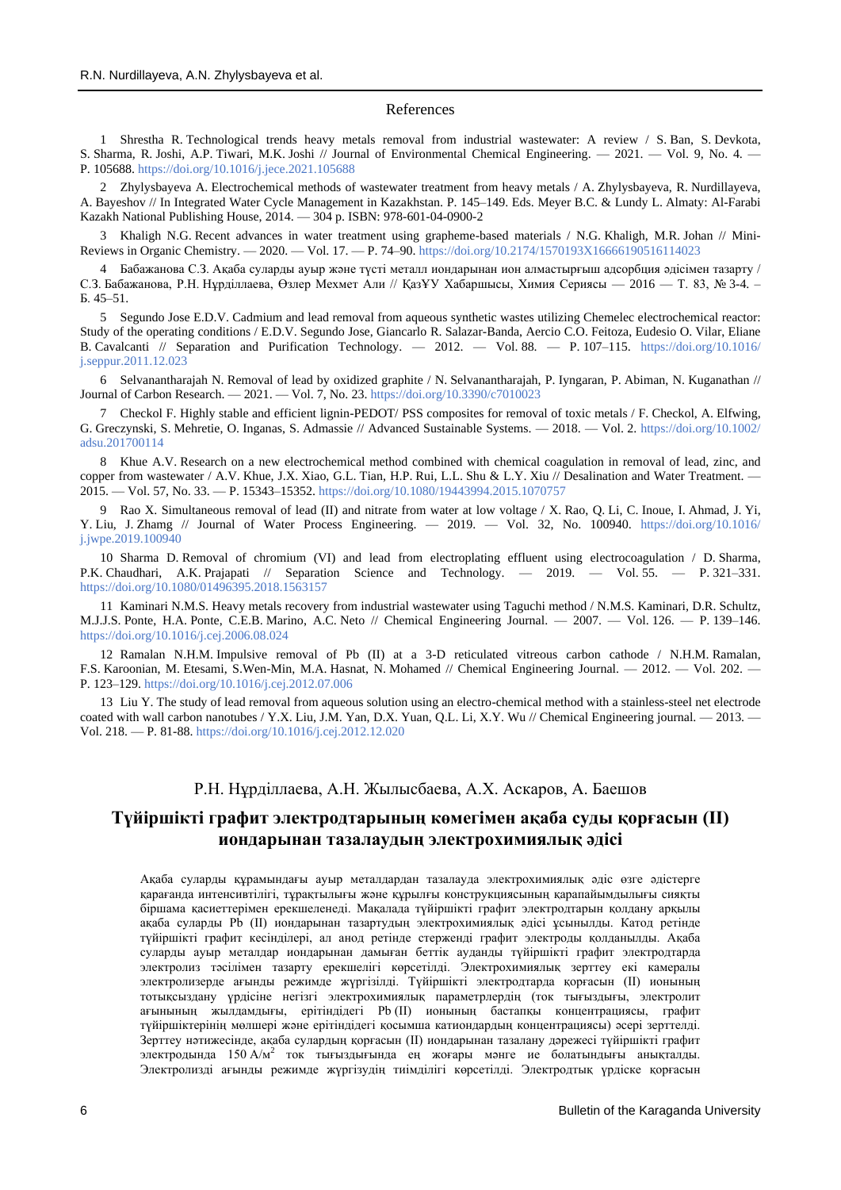## References

1 Shrestha R. Technological trends heavy metals removal from industrial wastewater: A review / S. Ban, S. Devkota, S. Sharma, R. Joshi, A.P. Tiwari, M.K. Joshi // Journal of Environmental Chemical Engineering. — 2021. — Vol. 9, No. 4. — P. 105688. https://doi.org/10.1016/j.jece.2021.105688

2 Zhylysbayeva A. Electrochemical methods of wastewater treatment from heavy metals / A. Zhylysbayeva, R. Nurdillayeva, A. Bayeshov // In Integrated Water Cycle Management in Kazakhstan. P. 145–149. Eds. Meyer B.C. & Lundy L. Almaty: Al-Farabi Kazakh National Publishing House, 2014. — 304 p. ISBN: 978-601-04-0900-2

3 Khaligh N.G. Recent advances in water treatment using grapheme-based materials / N.G. Khaligh, M.R. Johan // Mini-Reviews in Organic Chemistry. — 2020. — Vol. 17. — P. 74–90. https://doi.org/10.2174/1570193X16666190516114023

4 Бабажанова С.З. Ақаба суларды ауыр және түсті металл иондарынан ион алмастырғыш адсорбция әдісімен тазарту / С.З. Бабажанова, Р.Н. Нұрділлаева, Өзлер Мехмет Али // ҚазҰУ Хабаршысы, Химия Сериясы — 2016 — Т. 83, № 3-4. – Б. 45–51.

5 Segundo Jose E.D.V. Cadmium and lead removal from aqueous synthetic wastes utilizing Chemelec electrochemical reactor: Study of the operating conditions / E.D.V. Segundo Jose, Giancarlo R. Salazar-Banda, Aercio C.O. Feitoza, Eudesio O. Vilar, Eliane B. Cavalcanti // Separation and Purification Technology. — 2012. — Vol. 88. — P. 107–115. https://doi.org/10.1016/j.seppur.2011.12.023

6 Selvanantharajah N. Removal of lead by oxidized graphite / N. Selvanantharajah, P. Iyngaran, P. Abiman, N. Kuganathan // Journal of Carbon Research. — 2021. — Vol. 7, No. 23. https://doi.org/10.3390/c7010023

7 Checkol F. Highly stable and efficient lignin-PEDOT/ PSS composites for removal of toxic metals / F. Checkol, A. Elfwing, G. Greczynski, S. Mehretie, O. Inganas, S. Admassie // Advanced Sustainable Systems. — 2018. — Vol. 2. https://doi.org/10.1002/adsu.201700114

8 Khue A.V. Research on a new electrochemical method combined with chemical coagulation in removal of lead, zinc, and copper from wastewater / A.V. Khue, J.X. Xiao, G.L. Tian, H.P. Rui, L.L. Shu & L.Y. Xiu // Desalination and Water Treatment. — 2015. — Vol. 57, No. 33. — P. 15343–15352. https://doi.org/10.1080/19443994.2015.1070757

9 Rao X. Simultaneous removal of lead (II) and nitrate from water at low voltage / X. Rao, Q. Li, C. Inoue, I. Ahmad, J. Yi, Y. Liu, J. Zhamg // Journal of Water Process Engineering. — 2019. — Vol. 32, No. 100940. https://doi.org/10.1016/j.jwpe.2019.100940

10 Sharma D. Removal of chromium (VI) and lead from electroplating effluent using electrocoagulation / D. Sharma, P.K. Chaudhari, A.K. Prajapati // Separation Science and Technology. — 2019. — Vol. 55. — P. 321–331. https://doi.org/10.1080/01496395.2018.1563157

11 Kaminari N.M.S. Heavy metals recovery from industrial wastewater using Taguchi method / N.M.S. Kaminari, D.R. Schultz, M.J.J.S. Ponte, H.A. Ponte, C.E.B. Marino, A.C. Neto // Chemical Engineering Journal. — 2007. — Vol. 126. — P. 139–146. https://doi.org/10.1016/j.cej.2006.08.024

12 Ramalan N.H.M. Impulsive removal of Pb (II) at a 3-D reticulated vitreous carbon cathode / N.H.M. Ramalan, F.S. Karoonian, M. Etesami, S.Wen-Min, M.A. Hasnat, N. Mohamed // Chemical Engineering Journal. — 2012. — Vol. 202. — P. 123–129. https://doi.org/10.1016/j.cej.2012.07.006

13 Liu Y. The study of lead removal from aqueous solution using an electro-chemical method with a stainless-steel net electrode coated with wall carbon nanotubes / Y.X. Liu, J.M. Yan, D.X. Yuan, Q.L. Li, X.Y. Wu // Chemical Engineering journal. — 2013. — Vol. 218. — P. 81-88. https://doi.org/10.1016/j.cej.2012.12.020

Р.Н. Нұрділлаева, А.Н. Жылысбаева, А.Х. Аскаров, А. Баешов

## Түйіршікті графит электродтарының көмегімен ақаба суды қорғасын (II) иондарынан тазалаудың электрохимиялық әдісі

Ақаба суларды құрамындағы ауыр металдардан тазалауда электрохимиялық әдіс өзге әдістерге қарағанда интенсивтілігі, тұрақтылығы және құрылғы конструкциясының қарапайымдылығы сияқты біршама қасиеттерімен ерекшеленеді. Мақалада түйіршікті графит электродтарын қолдану арқылы ақаба суларды Pb (II) иондарынан тазартудың электрохимиялық әдісі ұсынылды. Катод ретінде түйіршікті графит кесінділері, ал анод ретінде стерженді графит электроды қолданылды. Ақаба суларды ауыр металдар иондарынан дамыған беттік ауданды түйіршікті графит электродтарда электролиз тәсілімен тазарту ерекшелігі көрсетілді. Электрохимиялық зерттеу екі камералы электролизерде ағынды режимде жүргізілді. Түйіршікті электродтарда қорғасын (II) ионының тотықсыздану үрдісіне негізгі электрохимиялық параметрлердің (ток тығыздығы, электролит ағынының жылдамдығы, ерітіндідегі Pb (II) ионының бастапқы концентрациясы, графит түйіршіктерінің мөлшері және ерітіндідегі қосымша катиондардың концентрациясы) әсері зерттелді. Зерттеу нәтижесінде, ақаба судың қорғасын (II) иондарынан тазалану дәрежесі түйіршікті графит электродында 150 А/м$^2$ ток тығыздығында ең жоғары мәнге ие болатындығы анықталды. Электролизді ағынды режимде жүргізудің тиімділігі көрсетілді. Электродтық үрдіске қорғасын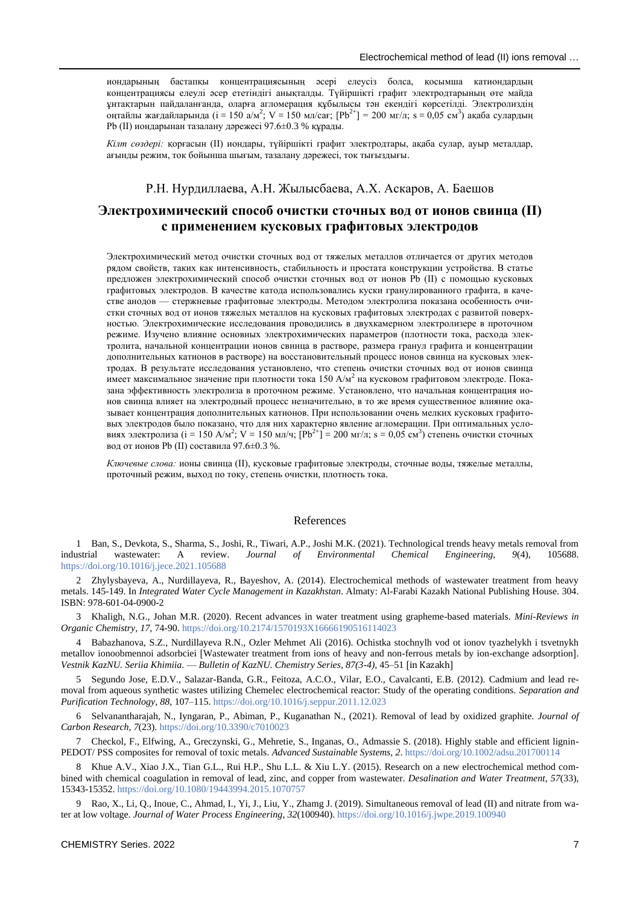иондарының бастапқы концентрациясының әсері елеусіз болса, қосымша катиондардың концентрациясы елеулі әсер ететіндігі анықталды. Түйіршікті графит электродтарының өте майда ұнтақтарын пайдаланғанда, оларға агломерация құбылысы тән екендігі көрсетілді. Электролиздің оңтайлы жағдайларында (i = 150 а/м$^2$; V = 150 мл/сағ; [Pb$^{2+}$] = 200 мг/л; s = 0,05 см$^3$) ақаба сулардың Pb (II) иондарынан тазалану дәрежесі 97.6±0.3 % құрады.

*Кілт сөздері:* қорғасын (II) иондары, түйіршікті графит электродтары, ақаба сулар, ауыр металдар, ағынды режим, ток бойынша шығым, тазалану дәрежесі, ток тығыздығы.

Р.Н. Нурдиллаева, А.Н. Жылысбаева, А.Х. Аскаров, А. Баешов

## Электрохимический способ очистки сточных вод от ионов свинца (II) с применением кусковых графитовых электродов

Электрохимический метод очистки сточных вод от тяжелых металлов отличается от других методов рядом свойств, таких как интенсивность, стабильность и простата конструкции устройства. В статье предложен электрохимический способ очистки сточных вод от ионов Pb (II) с помощью кусковых графитовых электродов. В качестве катода использовались куски гранулированного графита, в качестве анодов — стержневые графитовые электроды. Методом электролиза показана особенность очистки сточных вод от ионов тяжелых металлов на кусковых графитовых электродах с развитой поверхностью. Электрохимические исследования проводились в двухкамерном электролизере в проточном режиме. Изучено влияние основных электрохимических параметров (плотности тока, расхода электролита, начальной концентрации ионов свинца в растворе, размера гранул графита и концентрации дополнительных катионов в растворе) на восстановительный процесс ионов свинца на кусковых электродах. В результате исследования установлено, что степень очистки сточных вод от ионов свинца имеет максимальное значение при плотности тока 150 А/м$^2$ на кусковом графитовом электроде. Показана эффективность электролиза в проточном режиме. Установлено, что начальная концентрация ионов свинца влияет на электродный процесс незначительно, в то же время существенное влияние оказывает концентрация дополнительных катионов. При использовании очень мелких кусковых графитовых электродов было показано, что для них характерно явление агломерации. При оптимальных условиях электролиза (i = 150 А/м$^2$; V = 150 мл/ч; [Pb$^{2+}$] = 200 мг/л; s = 0,05 см$^3$) степень очистки сточных вод от ионов Pb (II) составила 97.6±0.3 %.

*Ключевые слова:* ионы свинца (II), кусковые графитовые электроды, сточные воды, тяжелые металлы, проточный режим, выход по току, степень очистки, плотность тока.

## References

1 Ban, S., Devkota, S., Sharma, S., Joshi, R., Tiwari, A.P., Joshi M.K. (2021). Technological trends heavy metals removal from industrial wastewater: A review. *Journal of Environmental Chemical Engineering, 9*(4), 105688. https://doi.org/10.1016/j.jece.2021.105688

2 Zhylysbayeva, A., Nurdillayeva, R., Bayeshov, A. (2014). Electrochemical methods of wastewater treatment from heavy metals. 145-149. In *Integrated Water Cycle Management in Kazakhstan*. Almaty: Al-Farabi Kazakh National Publishing House. 304. ISBN: 978-601-04-0900-2

3 Khaligh, N.G., Johan M.R. (2020). Recent advances in water treatment using grapheme-based materials. *Mini-Reviews in Organic Chemistry, 17*, 74-90. https://doi.org/10.2174/1570193X16666190516114023

4 Babazhanova, S.Z., Nurdillayeva R.N., Ozler Mehmet Ali (2016). Ochistka stochnylh vod ot ionov tyazhelykh i tsvetnykh metallov ionoobmennoi adsorbciei [Wastewater treatment from ions of heavy and non-ferrous metals by ion-exchange adsorption]. *Vestnik KazNU. Seriia Khimiia. — Bulletin of KazNU. Chemistry Series, 87(3-4)*, 45–51 [in Kazakh]

5 Segundo Jose, E.D.V., Salazar-Banda, G.R., Feitoza, A.C.O., Vilar, E.O., Cavalcanti, E.B. (2012). Cadmium and lead removal from aqueous synthetic wastes utilizing Chemelec electrochemical reactor: Study of the operating conditions. *Separation and Purification Technology*, *88*, 107–115. https://doi.org/10.1016/j.seppur.2011.12.023

6 Selvanantharajah, N., Iyngaran, P., Abiman, P., Kuganathan N., (2021). Removal of lead by oxidized graphite. *Journal of Carbon Research, 7*(23). https://doi.org/10.3390/c7010023

7 Checkol, F., Elfwing, A., Greczynski, G., Mehretie, S., Inganas, O., Admassie S. (2018). Highly stable and efficient lignin-PEDOT/ PSS composites for removal of toxic metals. *Advanced Sustainable Systems*, *2*. https://doi.org/10.1002/adsu.201700114

8 Khue A.V., Xiao J.X., Tian G.L., Rui H.P., Shu L.L. & Xiu L.Y. (2015). Research on a new electrochemical method combined with chemical coagulation in removal of lead, zinc, and copper from wastewater. *Desalination and Water Treatment, 57*(33), 15343-15352. https://doi.org/10.1080/19443994.2015.1070757

9 Rao, X., Li, Q., Inoue, C., Ahmad, I., Yi, J., Liu, Y., Zhamg J. (2019). Simultaneous removal of lead (II) and nitrate from water at low voltage. *Journal of Water Process Engineering, 32*(100940). https://doi.org/10.1016/j.jwpe.2019.100940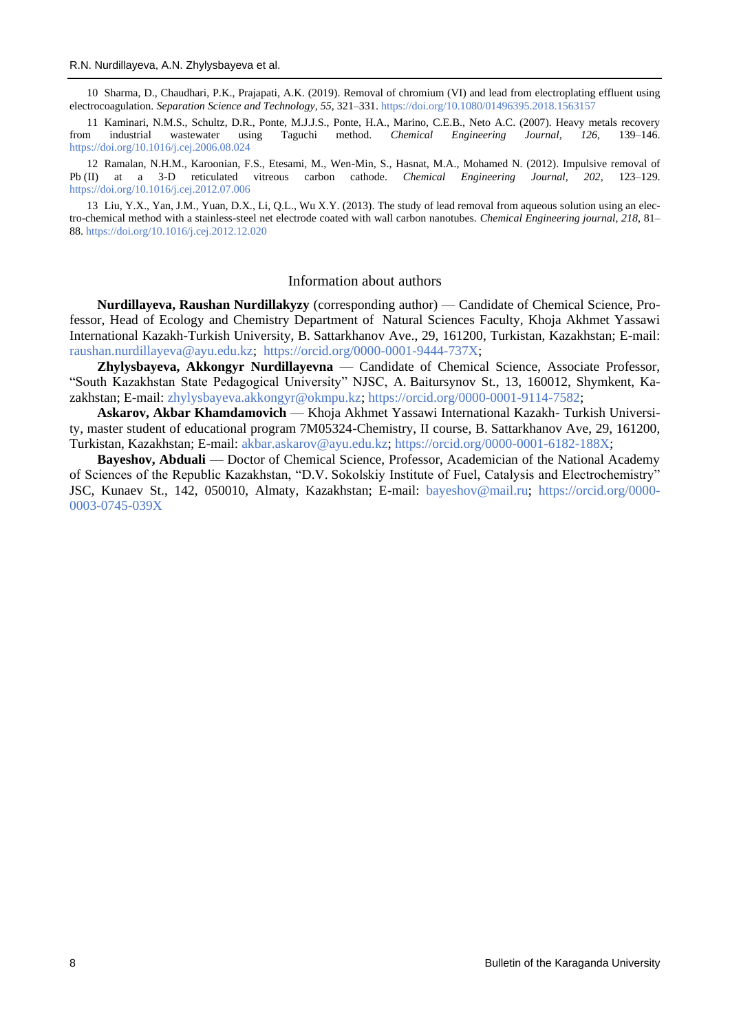10 Sharma, D., Chaudhari, P.K., Prajapati, A.K. (2019). Removal of chromium (VI) and lead from electroplating effluent using electrocoagulation. *Separation Science and Technology, 55,* 321–331. https://doi.org/10.1080/01496395.2018.1563157

11 Kaminari, N.M.S., Schultz, D.R., Ponte, M.J.J.S., Ponte, H.A., Marino, C.E.B., Neto A.C. (2007). Heavy metals recovery from industrial wastewater using Taguchi method. *Chemical Engineering Journal, 126*, 139–146. https://doi.org/10.1016/j.cej.2006.08.024

12 Ramalan, N.H.M., Karoonian, F.S., Etesami, M., Wen-Min, S., Hasnat, M.A., Mohamed N. (2012). Impulsive removal of Pb (II) at a 3-D reticulated vitreous carbon cathode. *Chemical Engineering Journal, 202*, 123–129. https://doi.org/10.1016/j.cej.2012.07.006

13 Liu, Y.X., Yan, J.M., Yuan, D.X., Li, Q.L., Wu X.Y. (2013). The study of lead removal from aqueous solution using an electro-chemical method with a stainless-steel net electrode coated with wall carbon nanotubes. *Chemical Engineering journal, 218*, 81–88. https://doi.org/10.1016/j.cej.2012.12.020

## Information about authors

**Nurdillayeva, Raushan Nurdillakyzy** (corresponding author) — Candidate of Chemical Science, Professor, Head of Ecology and Chemistry Department of Natural Sciences Faculty, Khoja Akhmet Yassawi International Kazakh-Turkish University, B. Sattarkhanov Ave., 29, 161200, Turkistan, Kazakhstan; E-mail: raushan.nurdillayeva@ayu.edu.kz; https://orcid.org/0000-0001-9444-737X;

**Zhylysbayeva, Akkongyr Nurdillayevna** — Candidate of Chemical Science, Associate Professor, "South Kazakhstan State Pedagogical University" NJSC, A. Baitursynov St., 13, 160012, Shymkent, Kazakhstan; E-mail: zhylysbayeva.akkongyr@okmpu.kz; https://orcid.org/0000-0001-9114-7582;

**Askarov, Akbar Khamdamovich** — Khoja Akhmet Yassawi International Kazakh- Turkish University, master student of educational program 7M05324-Chemistry, II course, B. Sattarkhanov Ave, 29, 161200, Turkistan, Kazakhstan; E-mail: akbar.askarov@ayu.edu.kz; https://orcid.org/0000-0001-6182-188X;

**Bayeshov, Abduali** — Doctor of Chemical Science, Professor, Academician of the National Academy of Sciences of the Republic Kazakhstan, "D.V. Sokolskiy Institute of Fuel, Catalysis and Electrochemistry" JSC, Kunaev St., 142, 050010, Almaty, Kazakhstan; E-mail: bayeshov@mail.ru; https://orcid.org/0000-0003-0745-039X